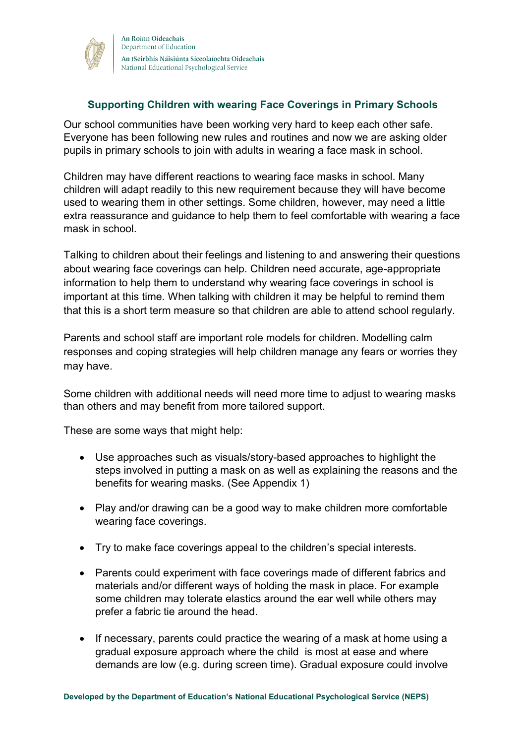An Roinn Oideachais
Department of Education
An tSeirbhís Náisiúnta Síceolaíochta Oideachais
National Educational Psychological Service

## Supporting Children with wearing Face Coverings in Primary Schools

Our school communities have been working very hard to keep each other safe. Everyone has been following new rules and routines and now we are asking older pupils in primary schools to join with adults in wearing a face mask in school.

Children may have different reactions to wearing face masks in school. Many children will adapt readily to this new requirement because they will have become used to wearing them in other settings. Some children, however, may need a little extra reassurance and guidance to help them to feel comfortable with wearing a face mask in school.

Talking to children about their feelings and listening to and answering their questions about wearing face coverings can help. Children need accurate, age-appropriate information to help them to understand why wearing face coverings in school is important at this time. When talking with children it may be helpful to remind them that this is a short term measure so that children are able to attend school regularly.

Parents and school staff are important role models for children. Modelling calm responses and coping strategies will help children manage any fears or worries they may have.

Some children with additional needs will need more time to adjust to wearing masks than others and may benefit from more tailored support.

These are some ways that might help:

- Use approaches such as visuals/story-based approaches to highlight the steps involved in putting a mask on as well as explaining the reasons and the benefits for wearing masks. (See Appendix 1)
- Play and/or drawing can be a good way to make children more comfortable wearing face coverings.
- Try to make face coverings appeal to the children's special interests.
- Parents could experiment with face coverings made of different fabrics and materials and/or different ways of holding the mask in place. For example some children may tolerate elastics around the ear well while others may prefer a fabric tie around the head.
- If necessary, parents could practice the wearing of a mask at home using a gradual exposure approach where the child is most at ease and where demands are low (e.g. during screen time). Gradual exposure could involve

**Developed by the Department of Education's National Educational Psychological Service (NEPS)**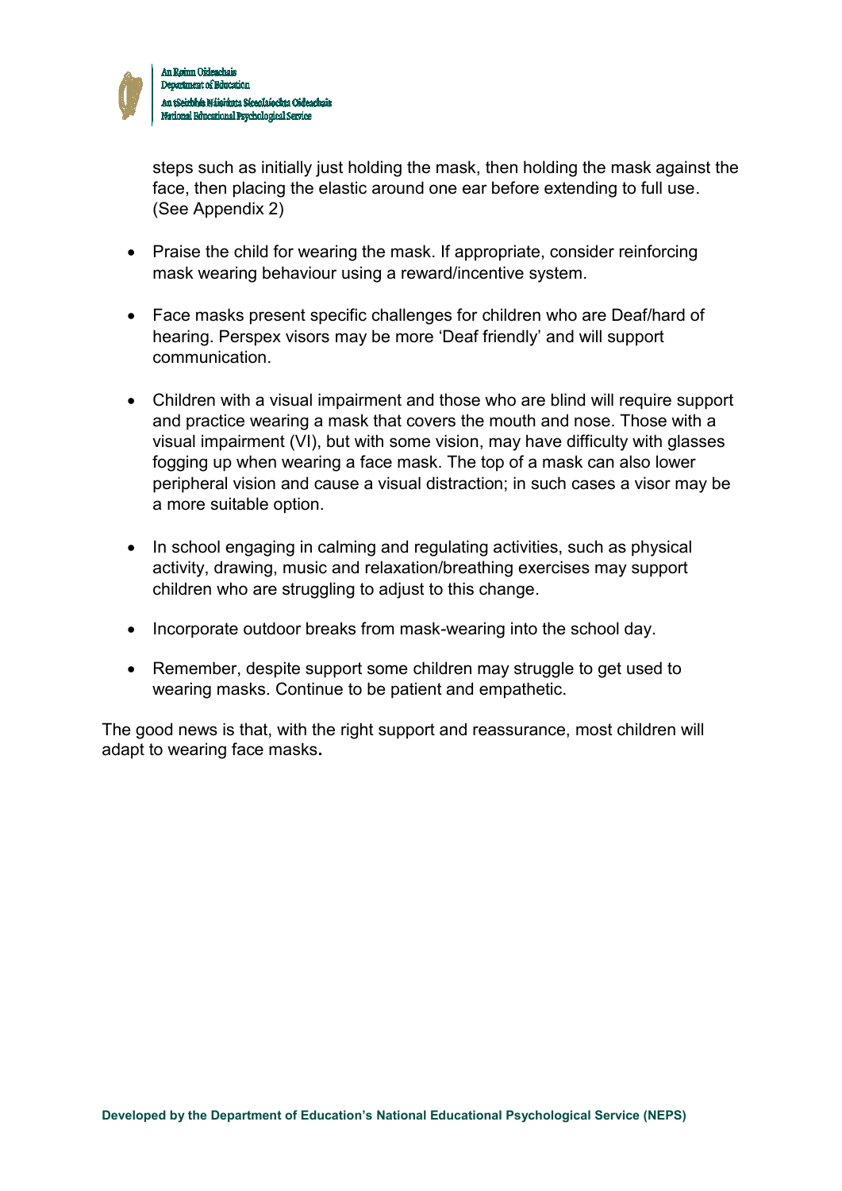steps such as initially just holding the mask, then holding the mask against the face, then placing the elastic around one ear before extending to full use. (See Appendix 2)

- Praise the child for wearing the mask. If appropriate, consider reinforcing mask wearing behaviour using a reward/incentive system.

- Face masks present specific challenges for children who are Deaf/hard of hearing. Perspex visors may be more 'Deaf friendly' and will support communication.

- Children with a visual impairment and those who are blind will require support and practice wearing a mask that covers the mouth and nose. Those with a visual impairment (VI), but with some vision, may have difficulty with glasses fogging up when wearing a face mask. The top of a mask can also lower peripheral vision and cause a visual distraction; in such cases a visor may be a more suitable option.

- In school engaging in calming and regulating activities, such as physical activity, drawing, music and relaxation/breathing exercises may support children who are struggling to adjust to this change.

- Incorporate outdoor breaks from mask-wearing into the school day.

- Remember, despite support some children may struggle to get used to wearing masks. Continue to be patient and empathetic.

The good news is that, with the right support and reassurance, most children will adapt to wearing face masks**.**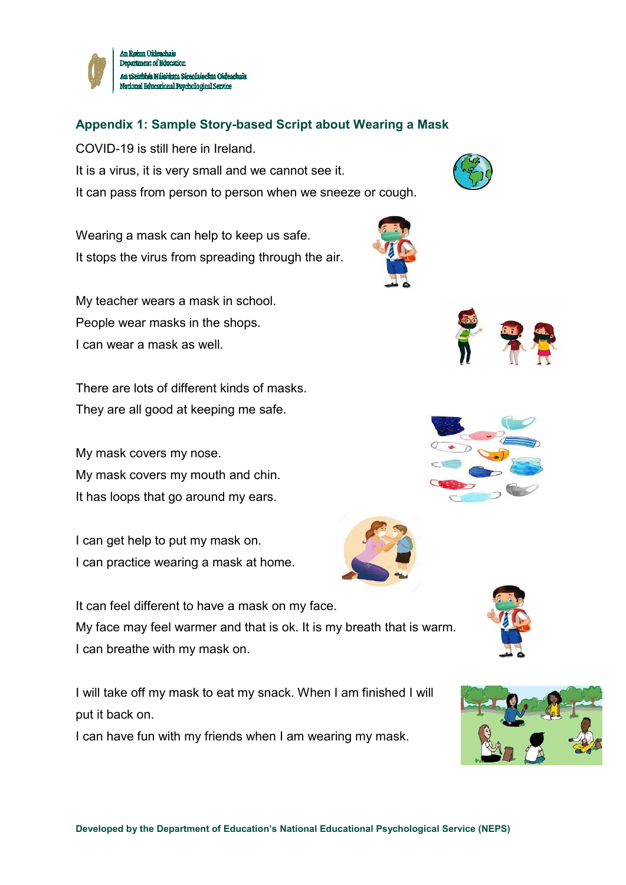## Appendix 1: Sample Story-based Script about Wearing a Mask

COVID-19 is still here in Ireland.
It is a virus, it is very small and we cannot see it.
It can pass from person to person when we sneeze or cough.

Wearing a mask can help to keep us safe.
It stops the virus from spreading through the air.

My teacher wears a mask in school.
People wear masks in the shops.
I can wear a mask as well.

There are lots of different kinds of masks.
They are all good at keeping me safe.

My mask covers my nose.
My mask covers my mouth and chin.
It has loops that go around my ears.

I can get help to put my mask on.
I can practice wearing a mask at home.

It can feel different to have a mask on my face.
My face may feel warmer and that is ok. It is my breath that is warm.
I can breathe with my mask on.

I will take off my mask to eat my snack. When I am finished I will put it back on.
I can have fun with my friends when I am wearing my mask.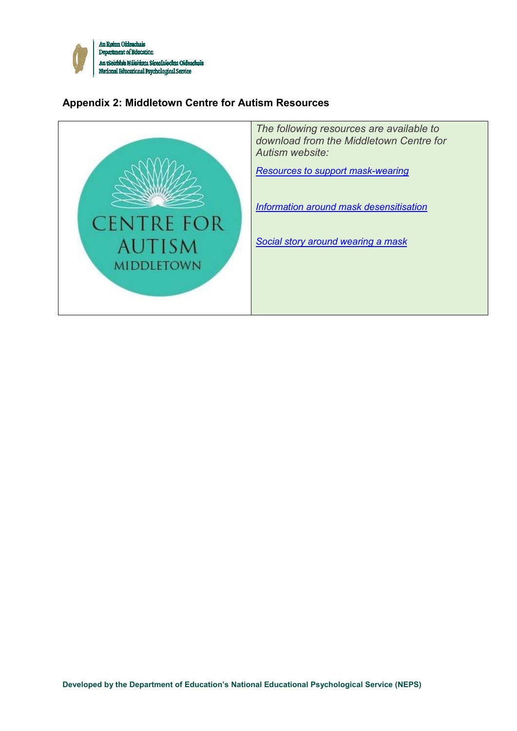## Appendix 2: Middletown Centre for Autism Resources

| | |
|---|---|
| CENTRE FOR AUTISM MIDDLETOWN | *The following resources are available to download from the Middletown Centre for Autism website:* <br><br> *Resources to support mask-wearing* <br><br> *Information around mask desensitisation* <br><br> *Social story around wearing a mask* |